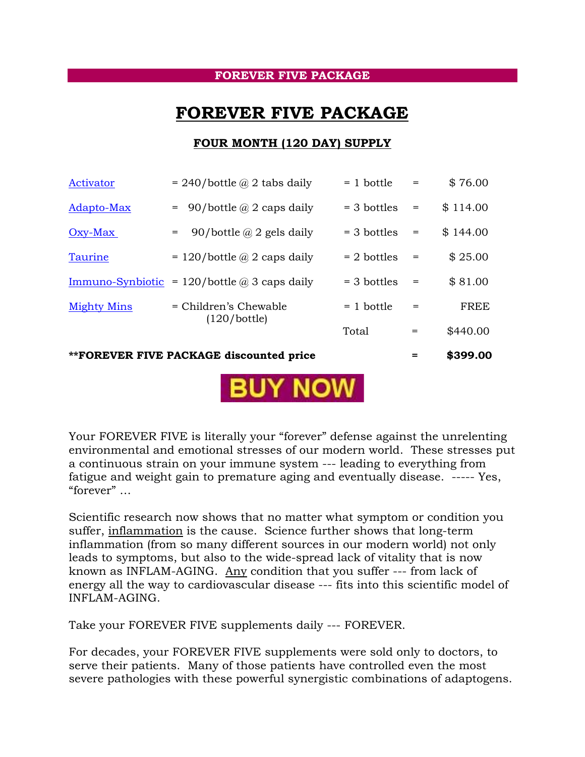**FOREVER FIVE PACKAGE**

# FOREVER FIVE PACKAGE

### FOUR MONTH (120 DAY) SUPPLY

| | | | | |
|---|---|---|---|---|
| Activator | = 240/bottle @ 2 tabs daily | = 1 bottle | = | $ 76.00 |
| Adapto-Max | = 90/bottle @ 2 caps daily | = 3 bottles | = | $ 114.00 |
| Oxy-Max | = 90/bottle @ 2 gels daily | = 3 bottles | = | $ 144.00 |
| Taurine | = 120/bottle @ 2 caps daily | = 2 bottles | = | $ 25.00 |
| Immuno-Synbiotic | = 120/bottle @ 3 caps daily | = 3 bottles | = | $ 81.00 |
| Mighty Mins | = Children's Chewable (120/bottle) | = 1 bottle | = | FREE |
| | | Total | = | $440.00 |
| **\*\*FOREVER FIVE PACKAGE discounted price** | | | = | **$399.00** |

BUY NOW

Your FOREVER FIVE is literally your "forever" defense against the unrelenting environmental and emotional stresses of our modern world. These stresses put a continuous strain on your immune system --- leading to everything from fatigue and weight gain to premature aging and eventually disease. ----- Yes, "forever" …

Scientific research now shows that no matter what symptom or condition you suffer, inflammation is the cause. Science further shows that long-term inflammation (from so many different sources in our modern world) not only leads to symptoms, but also to the wide-spread lack of vitality that is now known as INFLAM-AGING. Any condition that you suffer --- from lack of energy all the way to cardiovascular disease --- fits into this scientific model of INFLAM-AGING.

Take your FOREVER FIVE supplements daily --- FOREVER.

For decades, your FOREVER FIVE supplements were sold only to doctors, to serve their patients. Many of those patients have controlled even the most severe pathologies with these powerful synergistic combinations of adaptogens.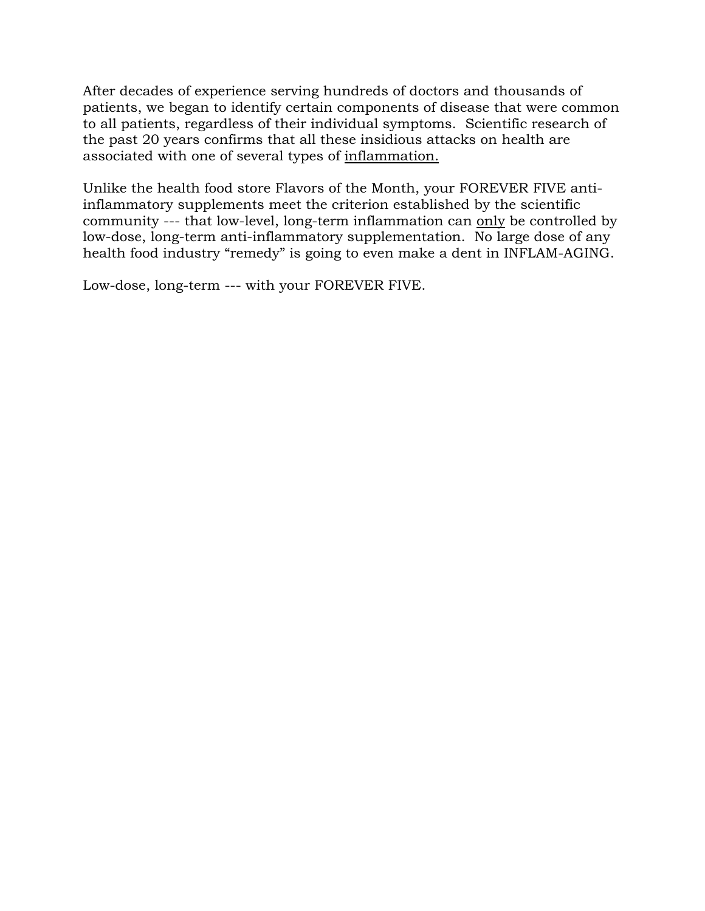After decades of experience serving hundreds of doctors and thousands of patients, we began to identify certain components of disease that were common to all patients, regardless of their individual symptoms. Scientific research of the past 20 years confirms that all these insidious attacks on health are associated with one of several types of <u>inflammation.</u>

Unlike the health food store Flavors of the Month, your FOREVER FIVE anti-inflammatory supplements meet the criterion established by the scientific community --- that low-level, long-term inflammation can <u>only</u> be controlled by low-dose, long-term anti-inflammatory supplementation. No large dose of any health food industry "remedy" is going to even make a dent in INFLAM-AGING.

Low-dose, long-term --- with your FOREVER FIVE.